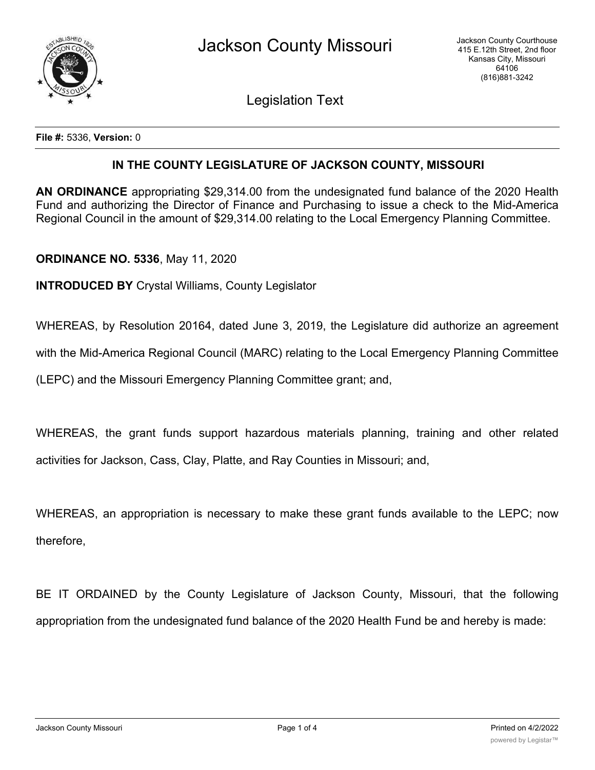File #: 5336, Version: 0

## IN THE COUNTY LEGISLATURE OF JACKSON COUNTY, MISSOURI

**AN ORDINANCE** appropriating $29,314.00 from the undesignated fund balance of the 2020 Health Fund and authorizing the Director of Finance and Purchasing to issue a check to the Mid-America Regional Council in the amount of $29,314.00 relating to the Local Emergency Planning Committee.

**ORDINANCE NO. 5336**, May 11, 2020

**INTRODUCED BY** Crystal Williams, County Legislator

WHEREAS, by Resolution 20164, dated June 3, 2019, the Legislature did authorize an agreement with the Mid-America Regional Council (MARC) relating to the Local Emergency Planning Committee (LEPC) and the Missouri Emergency Planning Committee grant; and,

WHEREAS, the grant funds support hazardous materials planning, training and other related activities for Jackson, Cass, Clay, Platte, and Ray Counties in Missouri; and,

WHEREAS, an appropriation is necessary to make these grant funds available to the LEPC; now therefore,

BE IT ORDAINED by the County Legislature of Jackson County, Missouri, that the following appropriation from the undesignated fund balance of the 2020 Health Fund be and hereby is made: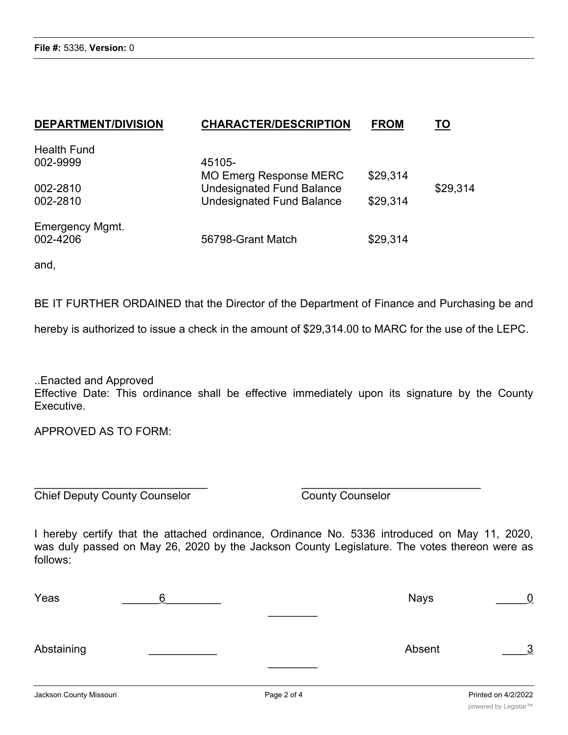**File #:** 5336, **Version:** 0

| DEPARTMENT/DIVISION | CHARACTER/DESCRIPTION | FROM | TO |
|---|---|---|---|
| Health Fund | | | |
| 002-9999 | 45105-<br>MO Emerg Response MERC | $29,314 | |
| 002-2810 | Undesignated Fund Balance | | $29,314 |
| 002-2810 | Undesignated Fund Balance | $29,314 | |
| Emergency Mgmt. | | | |
| 002-4206 | 56798-Grant Match | $29,314 | |

and,

BE IT FURTHER ORDAINED that the Director of the Department of Finance and Purchasing be and hereby is authorized to issue a check in the amount of $29,314.00 to MARC for the use of the LEPC.

..Enacted and Approved
Effective Date: This ordinance shall be effective immediately upon its signature by the County Executive.

APPROVED AS TO FORM:

_____________________________ Chief Deputy County Counselor

_____________________________ County Counselor

I hereby certify that the attached ordinance, Ordinance No. 5336 introduced on May 11, 2020, was duly passed on May 26, 2020 by the Jackson County Legislature. The votes thereon were as follows:

Yeas ______6_________ Nays _____0

Abstaining ___________ Absent ____3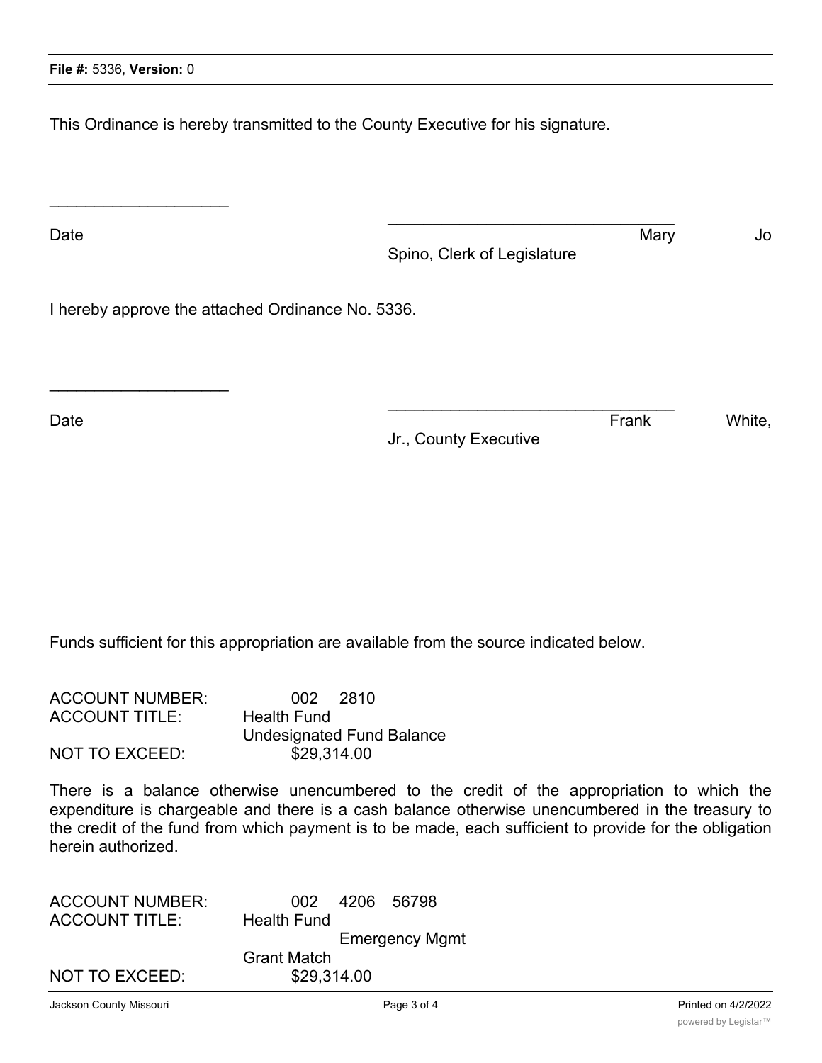This Ordinance is hereby transmitted to the County Executive for his signature.

____________________

Date

________________________________

Mary Jo Spino, Clerk of Legislature

I hereby approve the attached Ordinance No. 5336.

____________________

Date

________________________________

Frank White, Jr., County Executive

Funds sufficient for this appropriation are available from the source indicated below.

ACCOUNT NUMBER: 002 2810
ACCOUNT TITLE: Health Fund
Undesignated Fund Balance
NOT TO EXCEED: $29,314.00

There is a balance otherwise unencumbered to the credit of the appropriation to which the expenditure is chargeable and there is a cash balance otherwise unencumbered in the treasury to the credit of the fund from which payment is to be made, each sufficient to provide for the obligation herein authorized.

ACCOUNT NUMBER: 002 4206 56798
ACCOUNT TITLE: Health Fund
Emergency Mgmt
Grant Match
NOT TO EXCEED: $29,314.00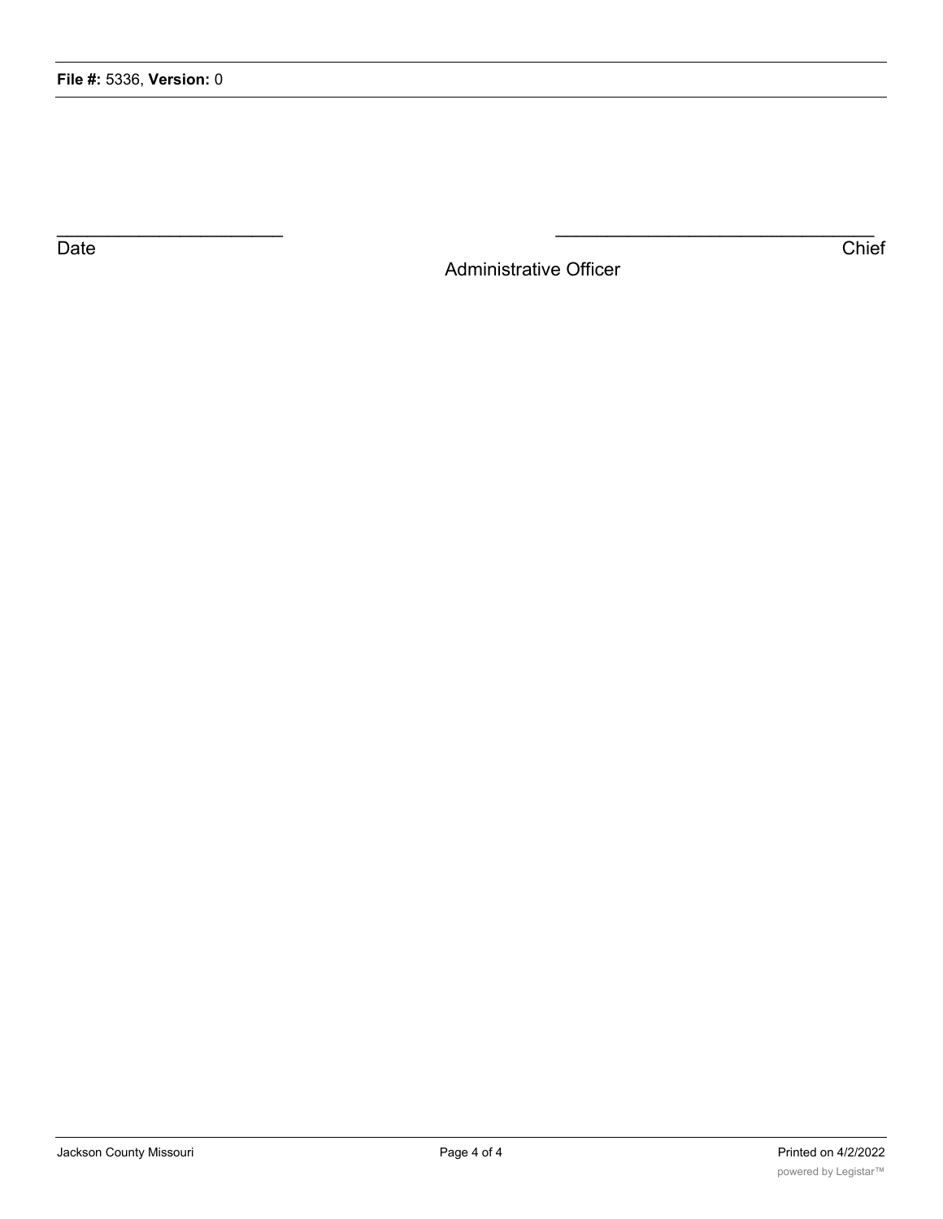\_\_\_\_\_\_\_\_\_\_\_\_\_\_\_\_\_\_\_\_\_\_\_\_ \_\_\_\_\_\_\_\_\_\_\_\_\_\_\_\_\_\_\_\_\_\_\_\_\_\_\_\_\_\_\_\_\_\_

Date Chief Administrative Officer